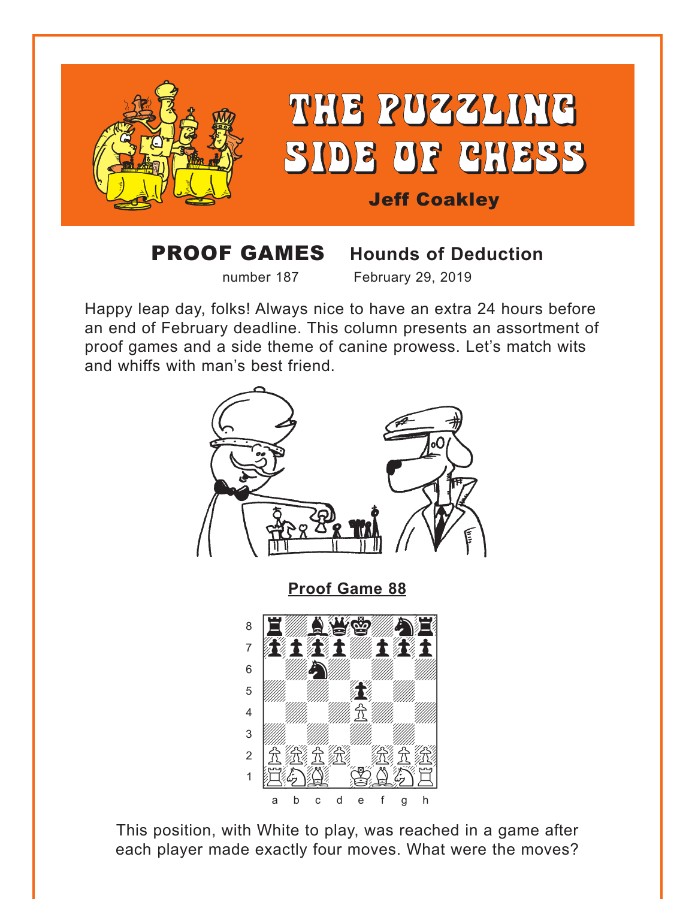# THE PUZZLING SIDE OF CHESS

**Jeff Coakley**

## PROOF GAMES Hounds of Deduction

number 187 February 29, 2019

Happy leap day, folks! Always nice to have an extra 24 hours before an end of February deadline. This column presents an assortment of proof games and a side theme of canine prowess. Let's match wits and whiffs with man's best friend.

### Proof Game 88

This position, with White to play, was reached in a game after each player made exactly four moves. What were the moves?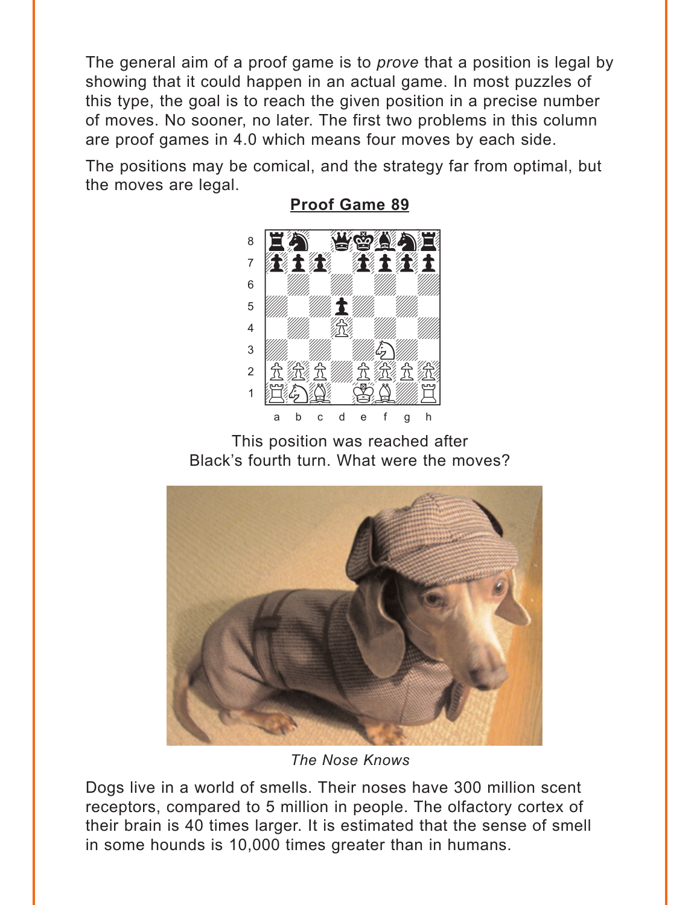The general aim of a proof game is to *prove* that a position is legal by showing that it could happen in an actual game. In most puzzles of this type, the goal is to reach the given position in a precise number of moves. No sooner, no later. The first two problems in this column are proof games in 4.0 which means four moves by each side.

The positions may be comical, and the strategy far from optimal, but the moves are legal.

## Proof Game 89

This position was reached after Black's fourth turn. What were the moves?

*The Nose Knows*

Dogs live in a world of smells. Their noses have 300 million scent receptors, compared to 5 million in people. The olfactory cortex of their brain is 40 times larger. It is estimated that the sense of smell in some hounds is 10,000 times greater than in humans.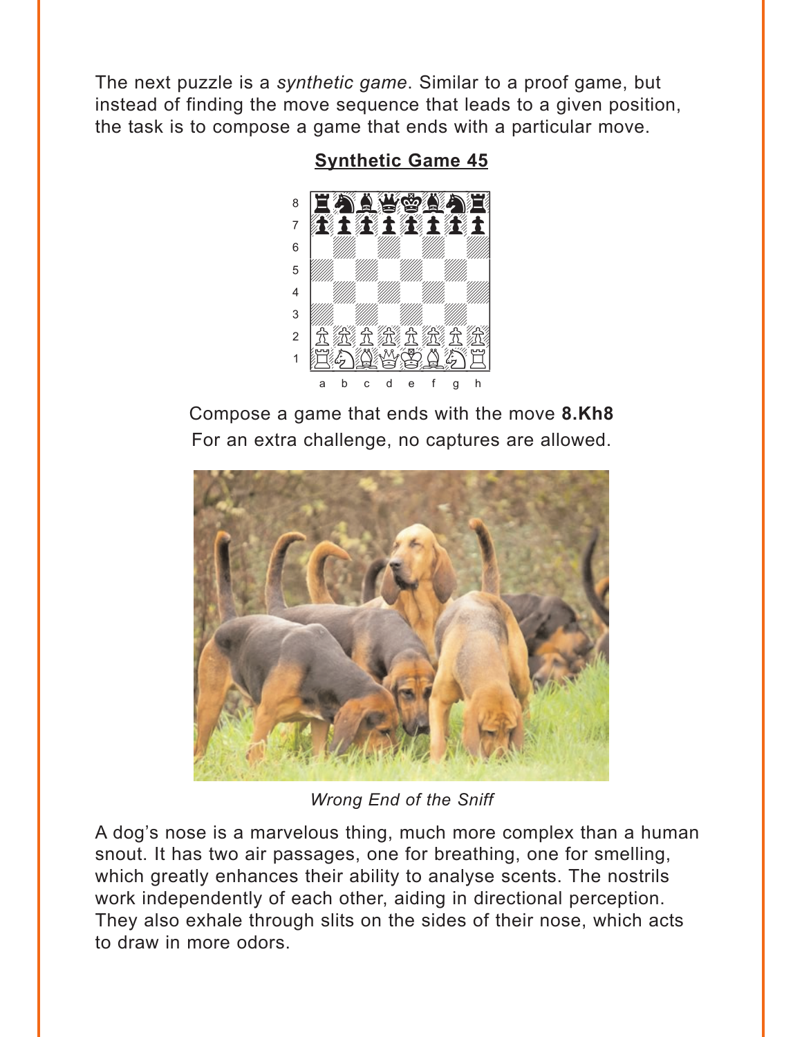The next puzzle is a *synthetic game*. Similar to a proof game, but instead of finding the move sequence that leads to a given position, the task is to compose a game that ends with a particular move.

## Synthetic Game 45

Compose a game that ends with the move **8.Kh8**
For an extra challenge, no captures are allowed.

*Wrong End of the Sniff*

A dog's nose is a marvelous thing, much more complex than a human snout. It has two air passages, one for breathing, one for smelling, which greatly enhances their ability to analyse scents. The nostrils work independently of each other, aiding in directional perception. They also exhale through slits on the sides of their nose, which acts to draw in more odors.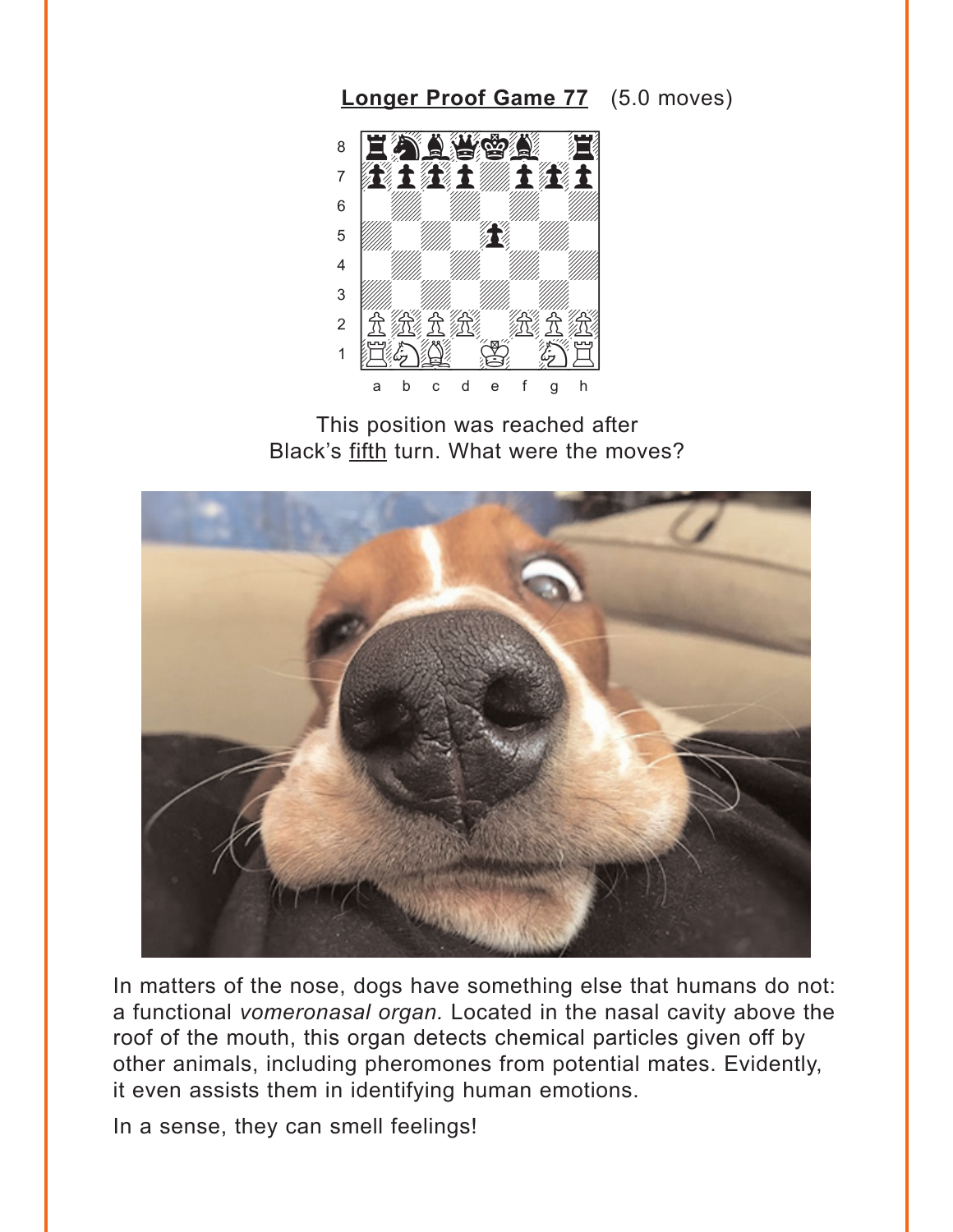**Longer Proof Game 77** (5.0 moves)

This position was reached after Black's fifth turn. What were the moves?

In matters of the nose, dogs have something else that humans do not: a functional *vomeronasal organ.* Located in the nasal cavity above the roof of the mouth, this organ detects chemical particles given off by other animals, including pheromones from potential mates. Evidently, it even assists them in identifying human emotions.

In a sense, they can smell feelings!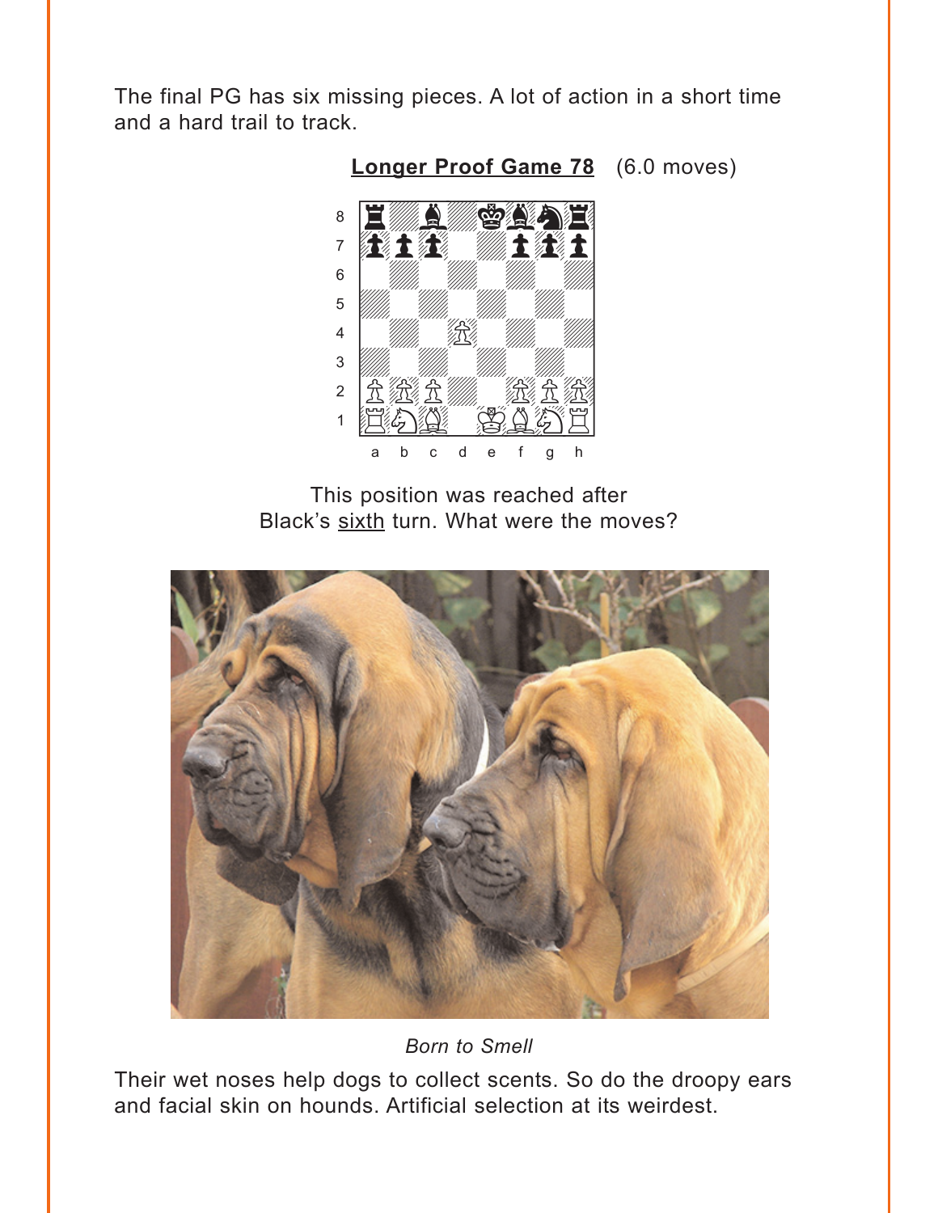The final PG has six missing pieces. A lot of action in a short time and a hard trail to track.

**Longer Proof Game 78** (6.0 moves)

This position was reached after Black's sixth turn. What were the moves?

*Born to Smell*

Their wet noses help dogs to collect scents. So do the droopy ears and facial skin on hounds. Artificial selection at its weirdest.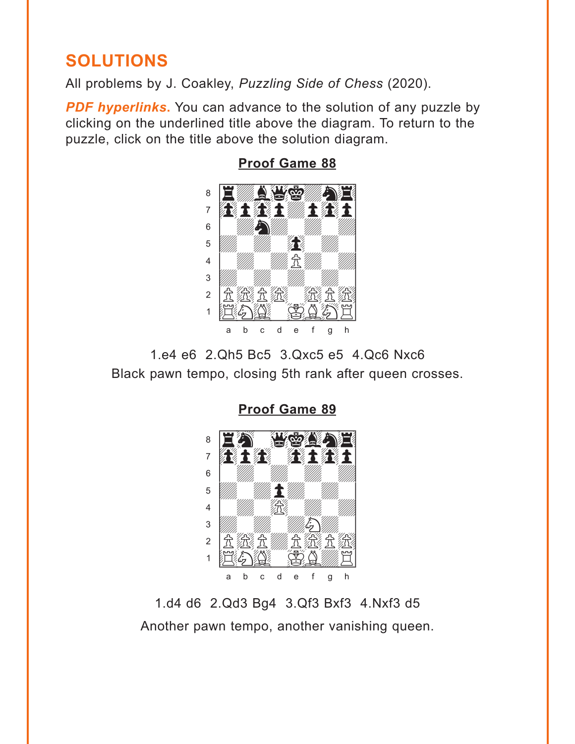## SOLUTIONS

All problems by J. Coakley, *Puzzling Side of Chess* (2020).

***PDF hyperlinks.*** You can advance to the solution of any puzzle by clicking on the underlined title above the diagram. To return to the puzzle, click on the title above the solution diagram.

### Proof Game 88

1.e4 e6 2.Qh5 Bc5 3.Qxc5 e5 4.Qc6 Nxc6

Black pawn tempo, closing 5th rank after queen crosses.

### Proof Game 89

1.d4 d6 2.Qd3 Bg4 3.Qf3 Bxf3 4.Nxf3 d5

Another pawn tempo, another vanishing queen.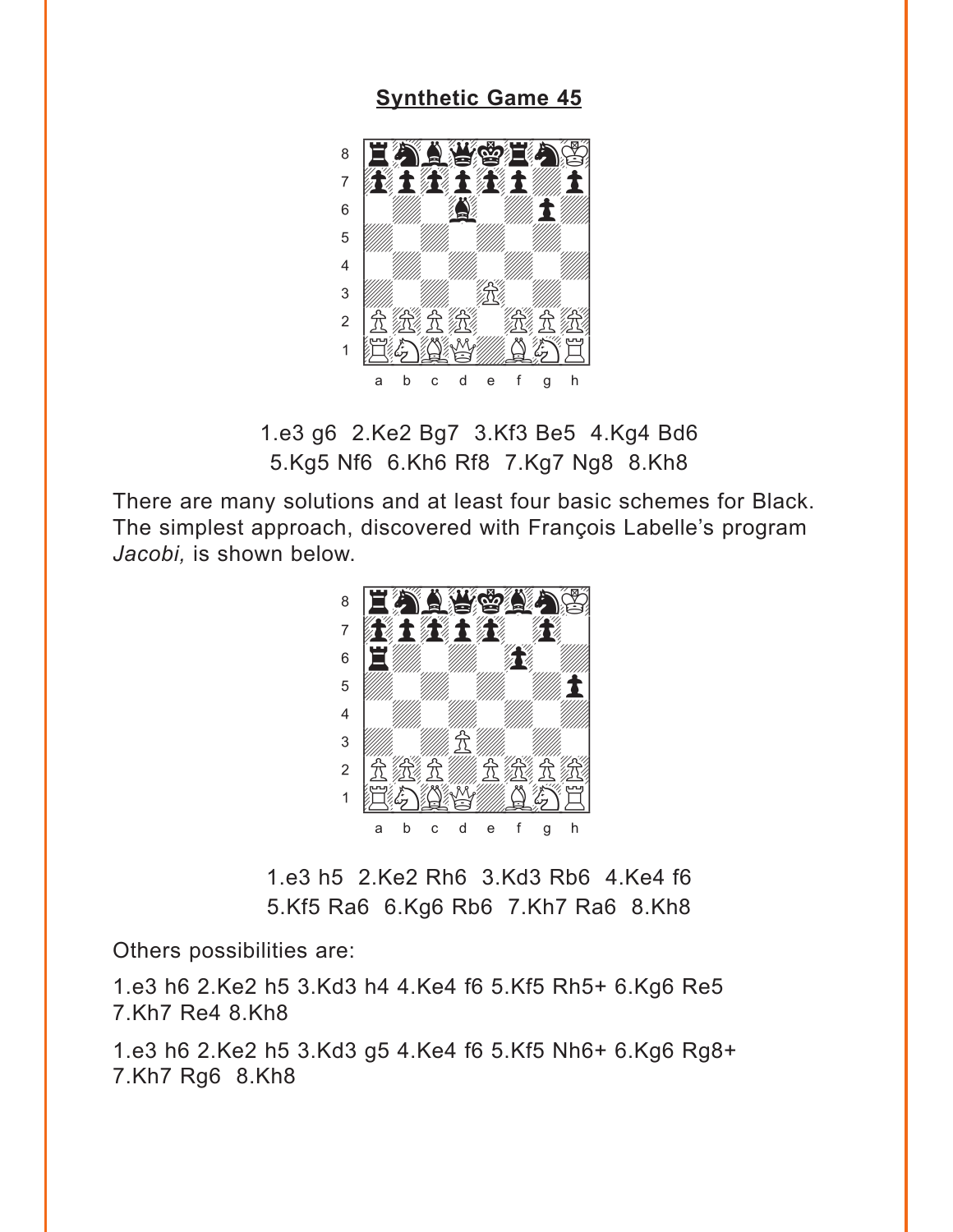## Synthetic Game 45

1.e3 g6 2.Ke2 Bg7 3.Kf3 Be5 4.Kg4 Bd6 5.Kg5 Nf6 6.Kh6 Rf8 7.Kg7 Ng8 8.Kh8

There are many solutions and at least four basic schemes for Black. The simplest approach, discovered with François Labelle's program *Jacobi,* is shown below.

1.e3 h5 2.Ke2 Rh6 3.Kd3 Rb6 4.Ke4 f6 5.Kf5 Ra6 6.Kg6 Rb6 7.Kh7 Ra6 8.Kh8

Others possibilities are:

1.e3 h6 2.Ke2 h5 3.Kd3 h4 4.Ke4 f6 5.Kf5 Rh5+ 6.Kg6 Re5 7.Kh7 Re4 8.Kh8

1.e3 h6 2.Ke2 h5 3.Kd3 g5 4.Ke4 f6 5.Kf5 Nh6+ 6.Kg6 Rg8+ 7.Kh7 Rg6 8.Kh8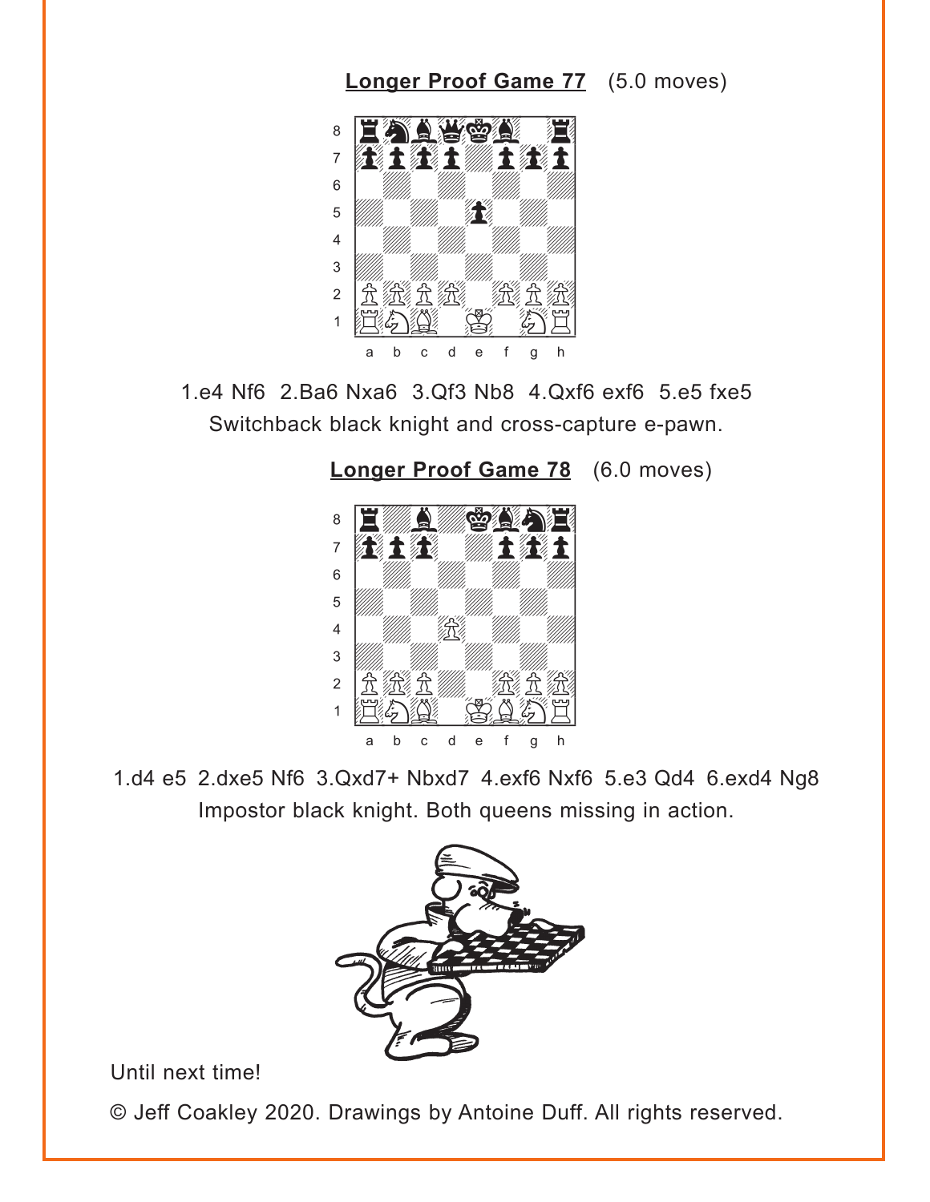**Longer Proof Game 77** (5.0 moves)

1.e4 Nf6 2.Ba6 Nxa6 3.Qf3 Nb8 4.Qxf6 exf6 5.e5 fxe5
Switchback black knight and cross-capture e-pawn.

**Longer Proof Game 78** (6.0 moves)

1.d4 e5 2.dxe5 Nf6 3.Qxd7+ Nbxd7 4.exf6 Nxf6 5.e3 Qd4 6.exd4 Ng8
Impostor black knight. Both queens missing in action.

Until next time!

© Jeff Coakley 2020. Drawings by Antoine Duff. All rights reserved.